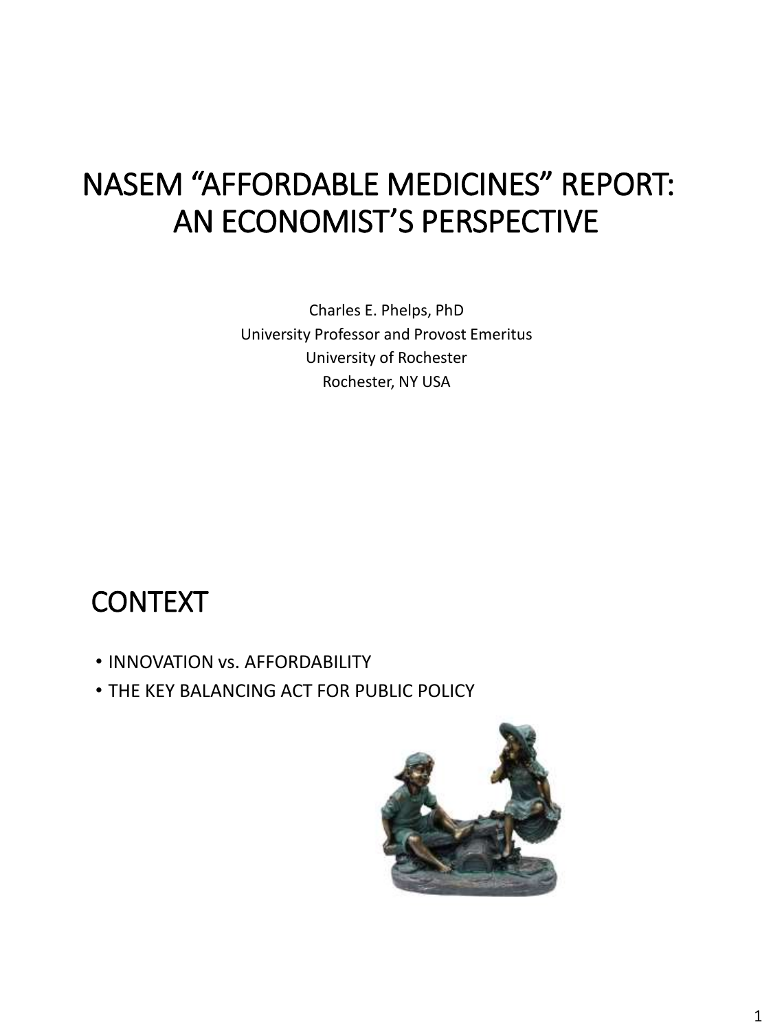# NASEM "AFFORDABLE MEDICINES" REPORT: AN ECONOMIST'S PERSPECTIVE

Charles E. Phelps, PhD
University Professor and Provost Emeritus
University of Rochester
Rochester, NY USA

## CONTEXT

- INNOVATION vs. AFFORDABILITY
- THE KEY BALANCING ACT FOR PUBLIC POLICY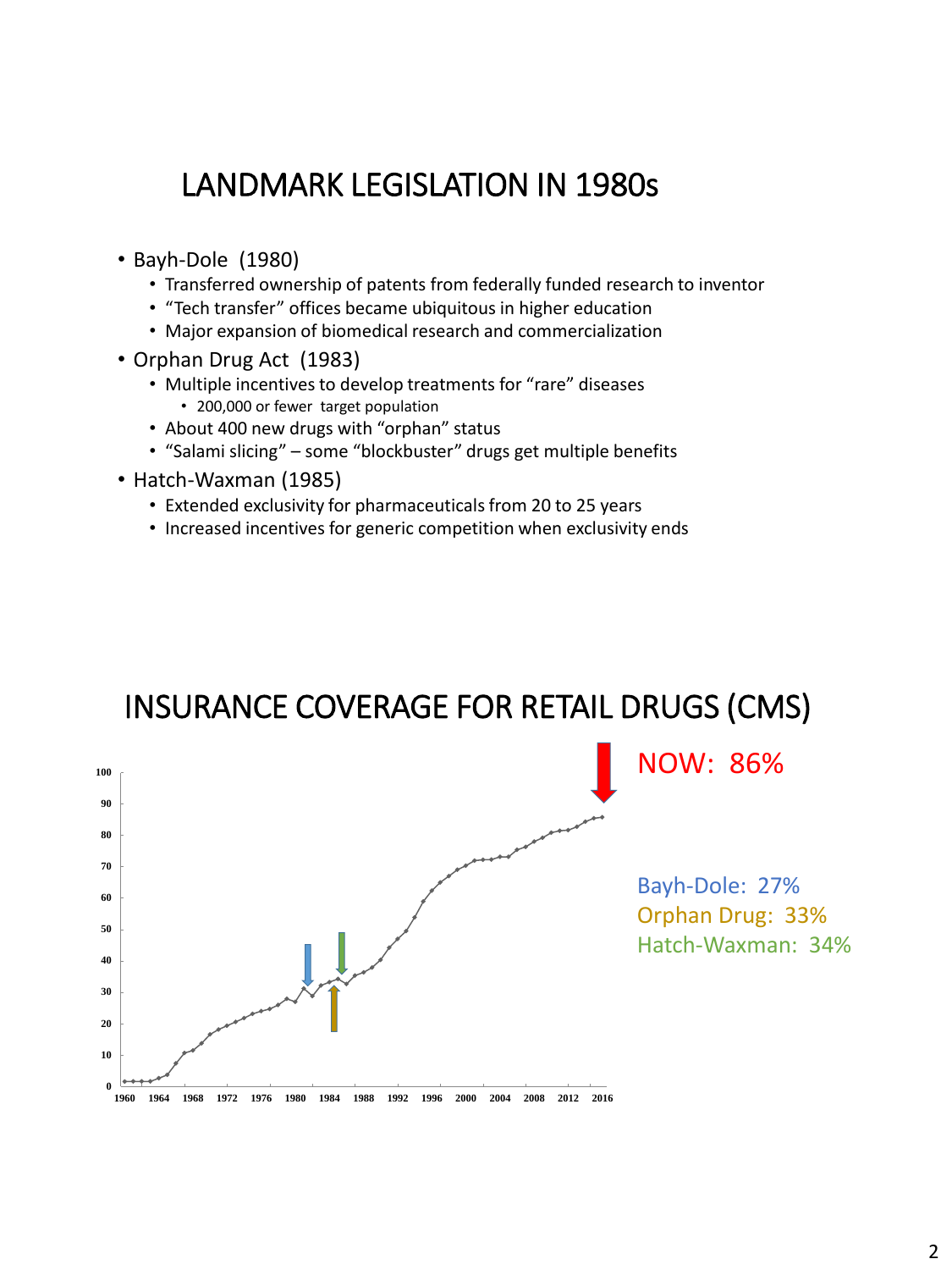# LANDMARK LEGISLATION IN 1980s

- Bayh-Dole (1980)
  - Transferred ownership of patents from federally funded research to inventor
  - "Tech transfer" offices became ubiquitous in higher education
  - Major expansion of biomedical research and commercialization
- Orphan Drug Act (1983)
  - Multiple incentives to develop treatments for "rare" diseases
    - 200,000 or fewer target population
  - About 400 new drugs with "orphan" status
  - "Salami slicing" – some "blockbuster" drugs get multiple benefits
- Hatch-Waxman (1985)
  - Extended exclusivity for pharmaceuticals from 20 to 25 years
  - Increased incentives for generic competition when exclusivity ends

# INSURANCE COVERAGE FOR RETAIL DRUGS (CMS)

NOW: 86%

Bayh-Dole: 27%

Orphan Drug: 33%

Hatch-Waxman: 34%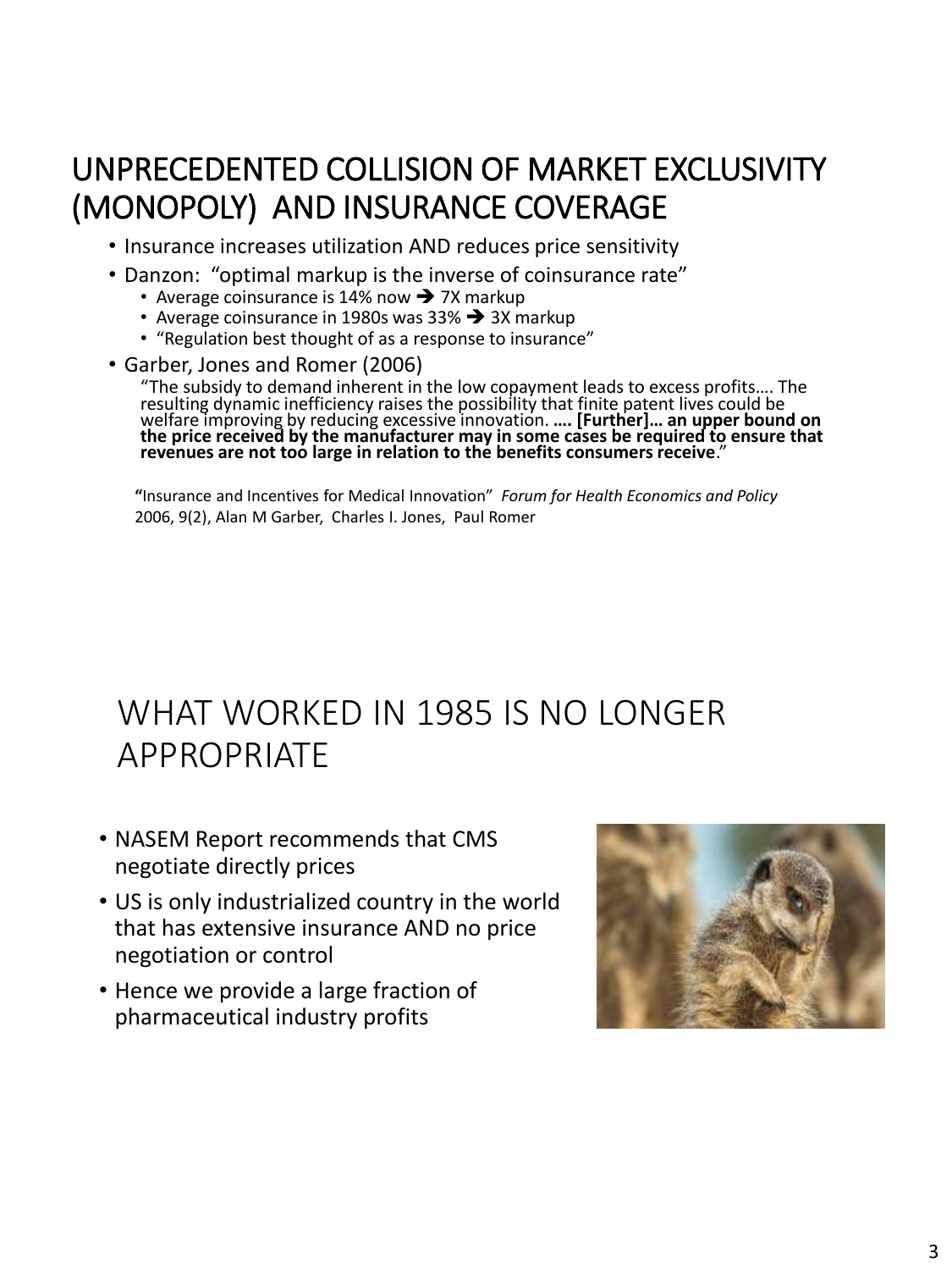## UNPRECEDENTED COLLISION OF MARKET EXCLUSIVITY (MONOPOLY) AND INSURANCE COVERAGE

- Insurance increases utilization AND reduces price sensitivity
- Danzon: "optimal markup is the inverse of coinsurance rate"
  - Average coinsurance is 14% now ➔ 7X markup
  - Average coinsurance in 1980s was 33% ➔ 3X markup
  - "Regulation best thought of as a response to insurance"
- Garber, Jones and Romer (2006)

  "The subsidy to demand inherent in the low copayment leads to excess profits…. The resulting dynamic inefficiency raises the possibility that finite patent lives could be welfare improving by reducing excessive innovation. **…. [Further]… an upper bound on the price received by the manufacturer may in some cases be required to ensure that revenues are not too large in relation to the benefits consumers receive**."

**"**Insurance and Incentives for Medical Innovation" *Forum for Health Economics and Policy* 2006, 9(2), Alan M Garber, Charles I. Jones, Paul Romer

## WHAT WORKED IN 1985 IS NO LONGER APPROPRIATE

- NASEM Report recommends that CMS negotiate directly prices
- US is only industrialized country in the world that has extensive insurance AND no price negotiation or control
- Hence we provide a large fraction of pharmaceutical industry profits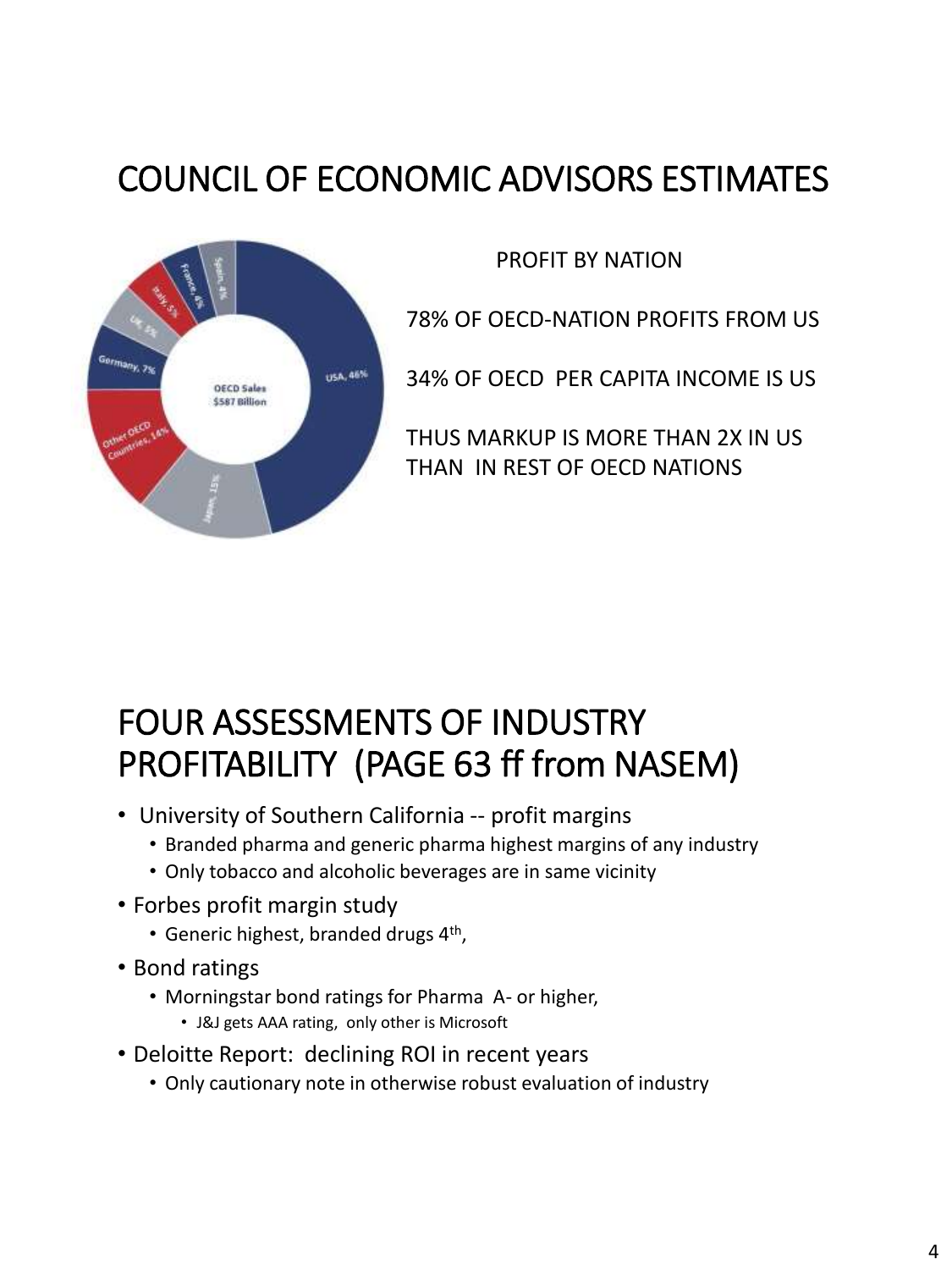# COUNCIL OF ECONOMIC ADVISORS ESTIMATES

PROFIT BY NATION

78% OF OECD-NATION PROFITS FROM US

34% OF OECD PER CAPITA INCOME IS US

THUS MARKUP IS MORE THAN 2X IN US THAN IN REST OF OECD NATIONS

# FOUR ASSESSMENTS OF INDUSTRY PROFITABILITY (PAGE 63 ff from NASEM)

- University of Southern California -- profit margins
  - Branded pharma and generic pharma highest margins of any industry
  - Only tobacco and alcoholic beverages are in same vicinity
- Forbes profit margin study
  - Generic highest, branded drugs 4th,
- Bond ratings
  - Morningstar bond ratings for Pharma A- or higher,
    - J&J gets AAA rating, only other is Microsoft
- Deloitte Report: declining ROI in recent years
  - Only cautionary note in otherwise robust evaluation of industry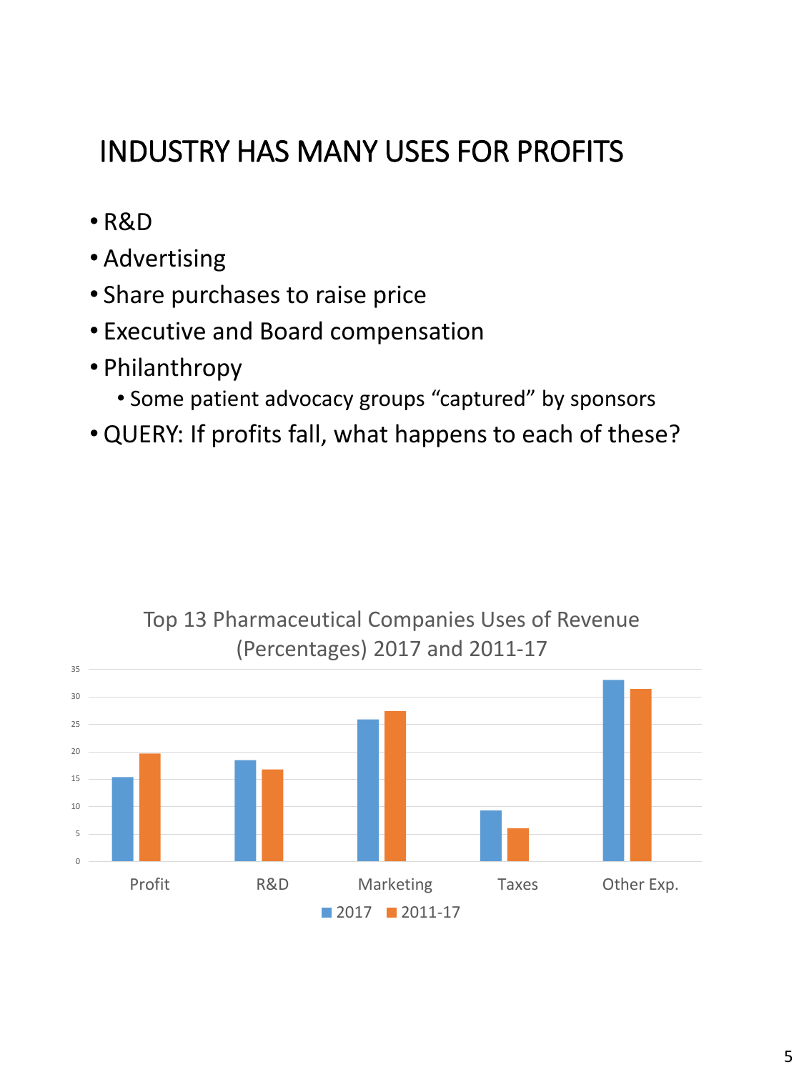# INDUSTRY HAS MANY USES FOR PROFITS

- R&D
- Advertising
- Share purchases to raise price
- Executive and Board compensation
- Philanthropy
  - Some patient advocacy groups “captured” by sponsors
- QUERY: If profits fall, what happens to each of these?

Top 13 Pharmaceutical Companies Uses of Revenue (Percentages) 2017 and 2011-17

| | Profit | R&D | Marketing | Taxes | Other Exp. |
|---|---|---|---|---|---|
| 2017 | ~15.3 | ~18.4 | ~25.8 | ~9.2 | ~33.1 |
| 2011-17 | ~19.6 | ~16.7 | ~27.3 | ~6.0 | ~31.4 |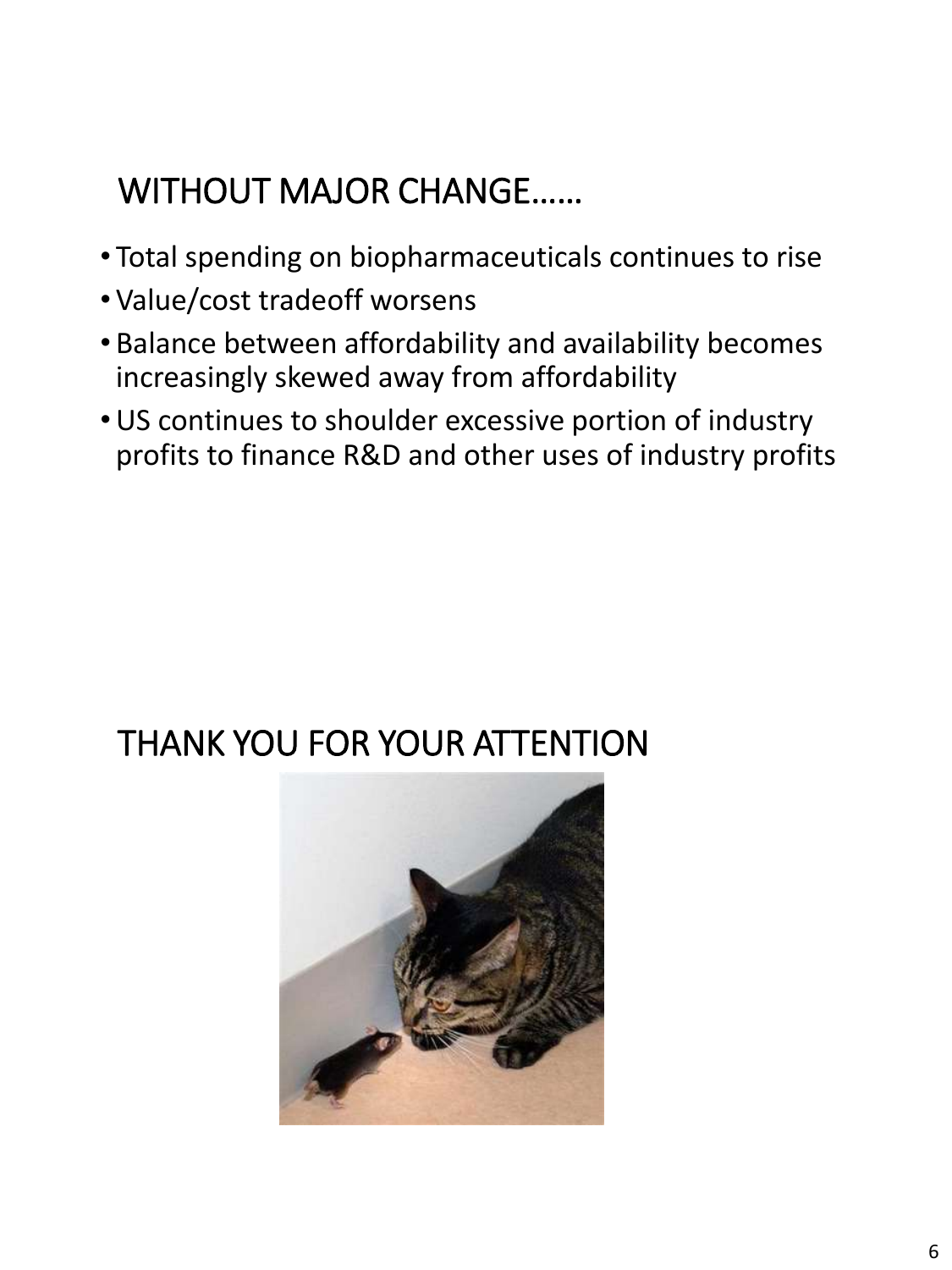## WITHOUT MAJOR CHANGE……

- Total spending on biopharmaceuticals continues to rise
- Value/cost tradeoff worsens
- Balance between affordability and availability becomes increasingly skewed away from affordability
- US continues to shoulder excessive portion of industry profits to finance R&D and other uses of industry profits

## THANK YOU FOR YOUR ATTENTION